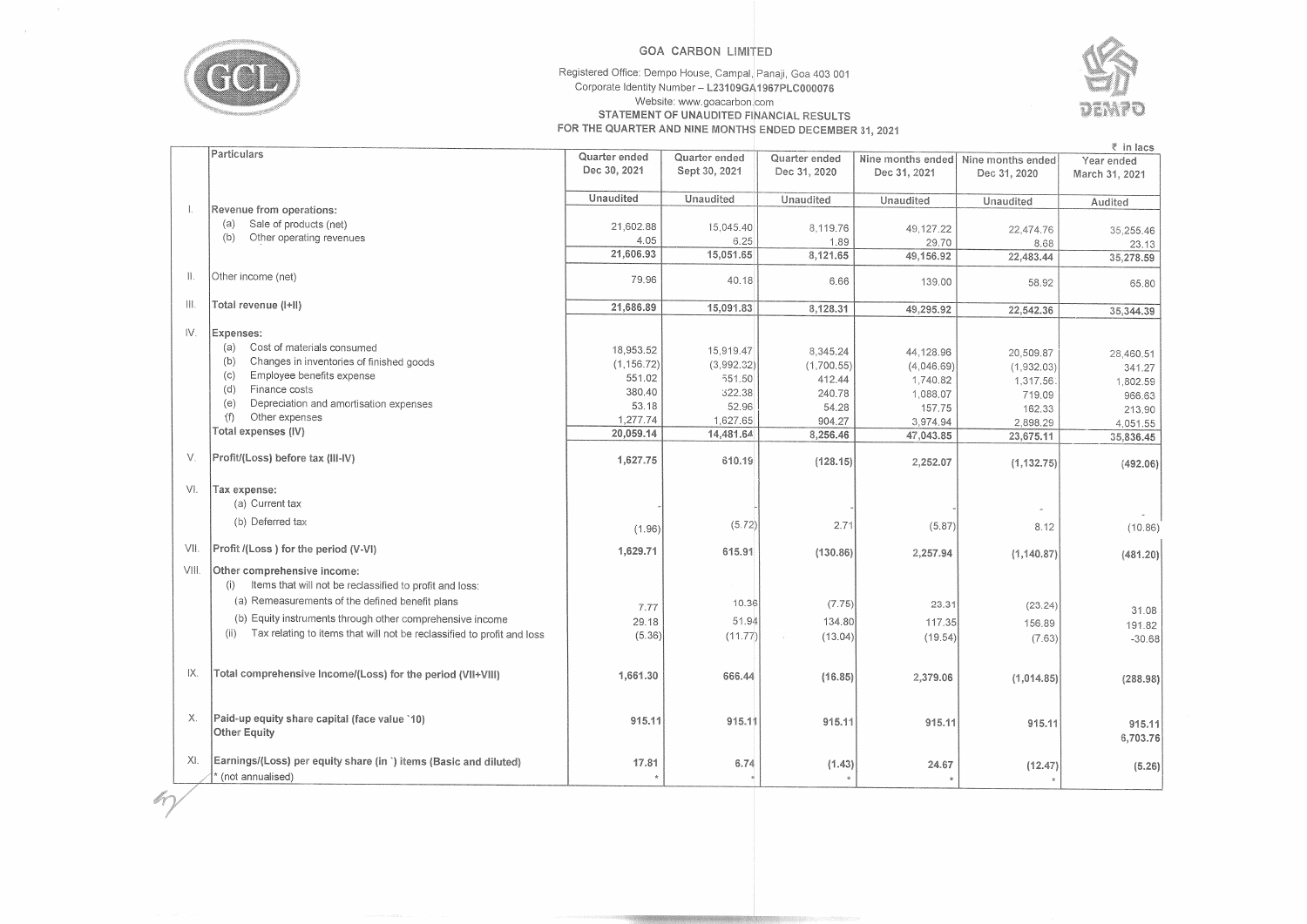# GOA CARBON LIMITED

Registered Office: Dempo House, Campal, Panaji, Goa 403 001
Corporate Identity Number – L23109GA1967PLC000076
Website: www.goacarbon.com

## STATEMENT OF UNAUDITED FINANCIAL RESULTS FOR THE QUARTER AND NINE MONTHS ENDED DECEMBER 31, 2021

₹ in lacs

| | Particulars | Quarter ended Dec 30, 2021 | Quarter ended Sept 30, 2021 | Quarter ended Dec 31, 2020 | Nine months ended Dec 31, 2021 | Nine months ended Dec 31, 2020 | Year ended March 31, 2021 |
|---|---|---|---|---|---|---|---|
| | | Unaudited | Unaudited | Unaudited | Unaudited | Unaudited | Audited |
| I. | Revenue from operations: | | | | | | |
| | (a) Sale of products (net) | 21,602.88 | 15,045.40 | 8,119.76 | 49,127.22 | 22,474.76 | 35,255.46 |
| | (b) Other operating revenues | 4.05 | 6.25 | 1.89 | 29.70 | 8.68 | 23.13 |
| | | 21,606.93 | 15,051.65 | 8,121.65 | 49,156.92 | 22,483.44 | 35,278.59 |
| II. | Other income (net) | 79.96 | 40.18 | 6.66 | 139.00 | 58.92 | 65.80 |
| III. | Total revenue (I+II) | 21,686.89 | 15,091.83 | 8,128.31 | 49,295.92 | 22,542.36 | 35,344.39 |
| IV. | Expenses: | | | | | | |
| | (a) Cost of materials consumed | 18,953.52 | 15,919.47 | 8,345.24 | 44,128.96 | 20,509.87 | 28,460.51 |
| | (b) Changes in inventories of finished goods | (1,156.72) | (3,992.32) | (1,700.55) | (4,046.69) | (1,932.03) | 341.27 |
| | (c) Employee benefits expense | 551.02 | 551.50 | 412.44 | 1,740.82 | 1,317.56 | 1,802.59 |
| | (d) Finance costs | 380.40 | 322.38 | 240.78 | 1,088.07 | 719.09 | 966.63 |
| | (e) Depreciation and amortisation expenses | 53.18 | 52.96 | 54.28 | 157.75 | 162.33 | 213.90 |
| | (f) Other expenses | 1,277.74 | 1,627.65 | 904.27 | 3,974.94 | 2,898.29 | 4,051.55 |
| | Total expenses (IV) | 20,059.14 | 14,481.64 | 8,256.46 | 47,043.85 | 23,675.11 | 35,836.45 |
| V. | Profit/(Loss) before tax (III-IV) | 1,627.75 | 610.19 | (128.15) | 2,252.07 | (1,132.75) | (492.06) |
| VI. | Tax expense: | | | | | | |
| | (a) Current tax | - | - | - | - | - | - |
| | (b) Deferred tax | (1.96) | (5.72) | 2.71 | (5.87) | 8.12 | (10.86) |
| VII. | Profit /(Loss ) for the period (V-VI) | 1,629.71 | 615.91 | (130.86) | 2,257.94 | (1,140.87) | (481.20) |
| VIII. | Other comprehensive income: | | | | | | |
| | (i) Items that will not be reclassified to profit and loss: | | | | | | |
| | (a) Remeasurements of the defined benefit plans | 7.77 | 10.36 | (7.75) | 23.31 | (23.24) | 31.08 |
| | (b) Equity instruments through other comprehensive income | 29.18 | 51.94 | 134.80 | 117.35 | 156.89 | 191.82 |
| | (ii) Tax relating to items that will not be reclassified to profit and loss | (5.36) | (11.77) | (13.04) | (19.54) | (7.63) | -30.68 |
| IX. | Total comprehensive Income/(Loss) for the period (VII+VIII) | 1,661.30 | 666.44 | (16.85) | 2,379.06 | (1,014.85) | (288.98) |
| X. | Paid-up equity share capital (face value `10) | 915.11 | 915.11 | 915.11 | 915.11 | 915.11 | 915.11 |
| | Other Equity | | | | | | 6,703.76 |
| XI. | Earnings/(Loss) per equity share (in `) items (Basic and diluted) | 17.81 | 6.74 | (1.43) | 24.67 | (12.47) | (5.26) |
| | * (not annualised) | * | * | * | * | * | |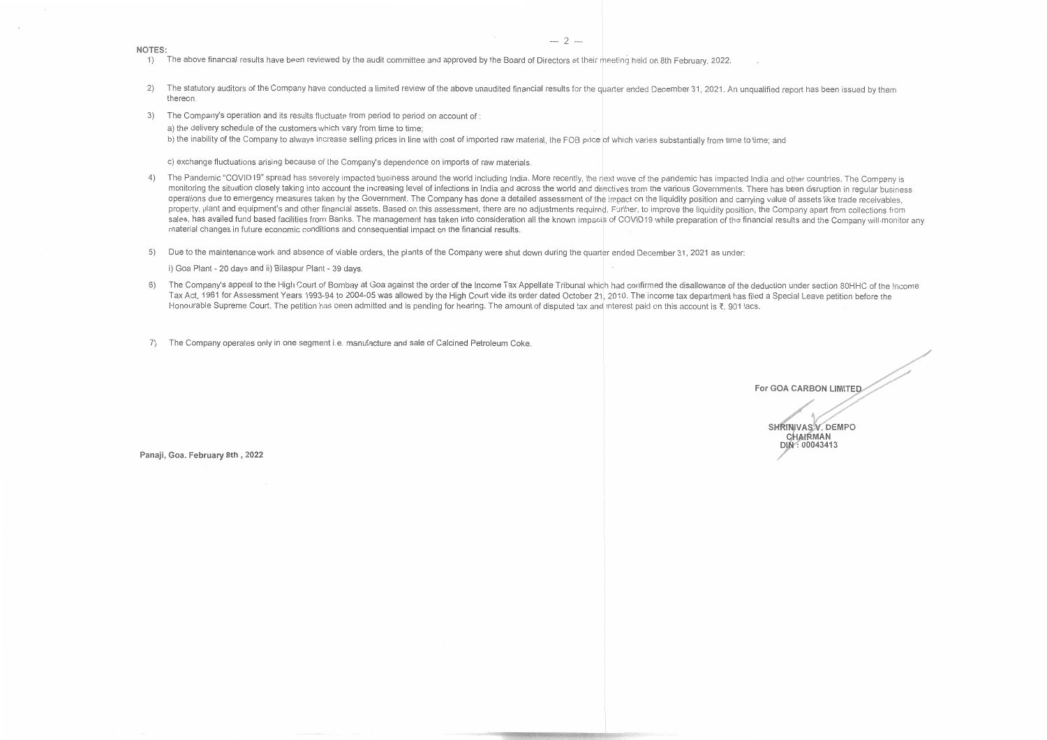**NOTES:**

1) The above financial results have been reviewed by the audit committee and approved by the Board of Directors at their meeting held on 8th February, 2022.

2) The statutory auditors of the Company have conducted a limited review of the above unaudited financial results for the quarter ended December 31, 2021. An unqualified report has been issued by them thereon.

3) The Company's operation and its results fluctuate from period to period on account of :

   a) the delivery schedule of the customers which vary from time to time;

   b) the inability of the Company to always increase selling prices in line with cost of imported raw material, the FOB price of which varies substantially from time to time; and

   c) exchange fluctuations arising because of the Company's dependence on imports of raw materials.

4) The Pandemic "COVID19" spread has severely impacted business around the world including India. More recently, the next wave of the pandemic has impacted India and other countries. The Company is monitoring the situation closely taking into account the increasing level of infections in India and across the world and directives from the various Governments. There has been disruption in regular business operations due to emergency measures taken by the Government. The Company has done a detailed assessment of the impact on the liquidity position and carrying value of assets like trade receivables, property, plant and equipment's and other financial assets. Based on this assessment, there are no adjustments required. Further, to improve the liquidity position, the Company apart from collections from sales, has availed fund based facilities from Banks. The management has taken into consideration all the known impacts of COVID19 while preparation of the financial results and the Company will monitor any material changes in future economic conditions and consequential impact on the financial results.

5) Due to the maintenance work and absence of viable orders, the plants of the Company were shut down during the quarter ended December 31, 2021 as under:

   i) Goa Plant - 20 days and ii) Bilaspur Plant - 39 days.

6) The Company's appeal to the High Court of Bombay at Goa against the order of the Income Tax Appellate Tribunal which had confirmed the disallowance of the deduction under section 80HHC of the Income Tax Act, 1961 for Assessment Years 1993-94 to 2004-05 was allowed by the High Court vide its order dated October 21, 2010. The income tax department has filed a Special Leave petition before the Honourable Supreme Court. The petition has been admitted and is pending for hearing. The amount of disputed tax and interest paid on this account is ₹. 901 lacs.

7) The Company operates only in one segment i.e. manufacture and sale of Calcined Petroleum Coke.

**For GOA CARBON LIMITED**

**SHRINIVAS V. DEMPO**
**CHAIRMAN**
**DIN : 00043413**

**Panaji, Goa. February 8th , 2022**